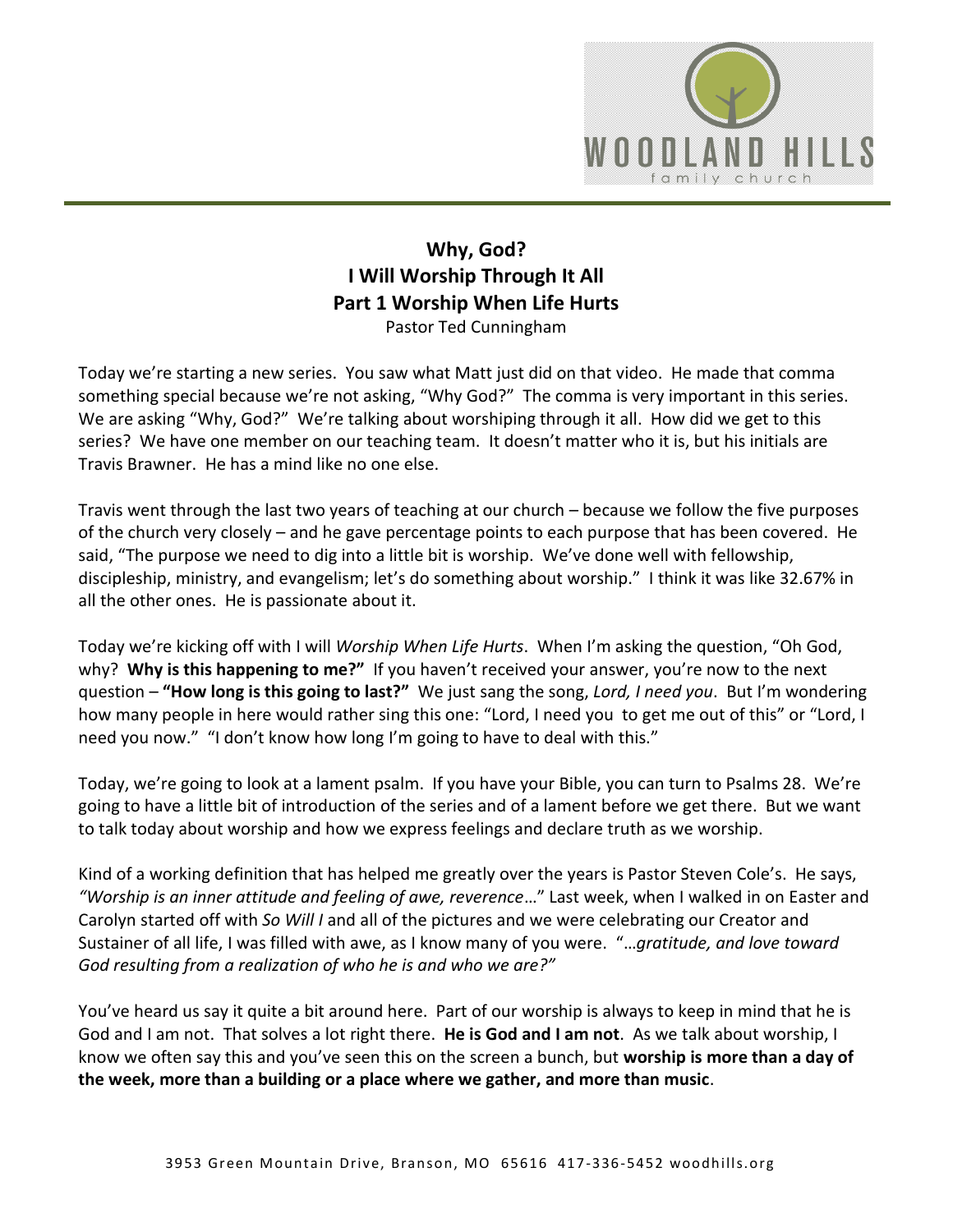# Why, God?
# I Will Worship Through It All
# Part 1 Worship When Life Hurts

Pastor Ted Cunningham

Today we're starting a new series. You saw what Matt just did on that video. He made that comma something special because we're not asking, "Why God?" The comma is very important in this series. We are asking "Why, God?" We're talking about worshiping through it all. How did we get to this series? We have one member on our teaching team. It doesn't matter who it is, but his initials are Travis Brawner. He has a mind like no one else.

Travis went through the last two years of teaching at our church – because we follow the five purposes of the church very closely – and he gave percentage points to each purpose that has been covered. He said, "The purpose we need to dig into a little bit is worship. We've done well with fellowship, discipleship, ministry, and evangelism; let's do something about worship." I think it was like 32.67% in all the other ones. He is passionate about it.

Today we're kicking off with I will *Worship When Life Hurts*. When I'm asking the question, "Oh God, why? **Why is this happening to me?"** If you haven't received your answer, you're now to the next question – **"How long is this going to last?"** We just sang the song, *Lord, I need you*. But I'm wondering how many people in here would rather sing this one: "Lord, I need you to get me out of this" or "Lord, I need you now." "I don't know how long I'm going to have to deal with this."

Today, we're going to look at a lament psalm. If you have your Bible, you can turn to Psalms 28. We're going to have a little bit of introduction of the series and of a lament before we get there. But we want to talk today about worship and how we express feelings and declare truth as we worship.

Kind of a working definition that has helped me greatly over the years is Pastor Steven Cole's. He says, *"Worship is an inner attitude and feeling of awe, reverence…"* Last week, when I walked in on Easter and Carolyn started off with *So Will I* and all of the pictures and we were celebrating our Creator and Sustainer of all life, I was filled with awe, as I know many of you were. "…*gratitude, and love toward God resulting from a realization of who he is and who we are?"*

You've heard us say it quite a bit around here. Part of our worship is always to keep in mind that he is God and I am not. That solves a lot right there. **He is God and I am not**. As we talk about worship, I know we often say this and you've seen this on the screen a bunch, but **worship is more than a day of the week, more than a building or a place where we gather, and more than music**.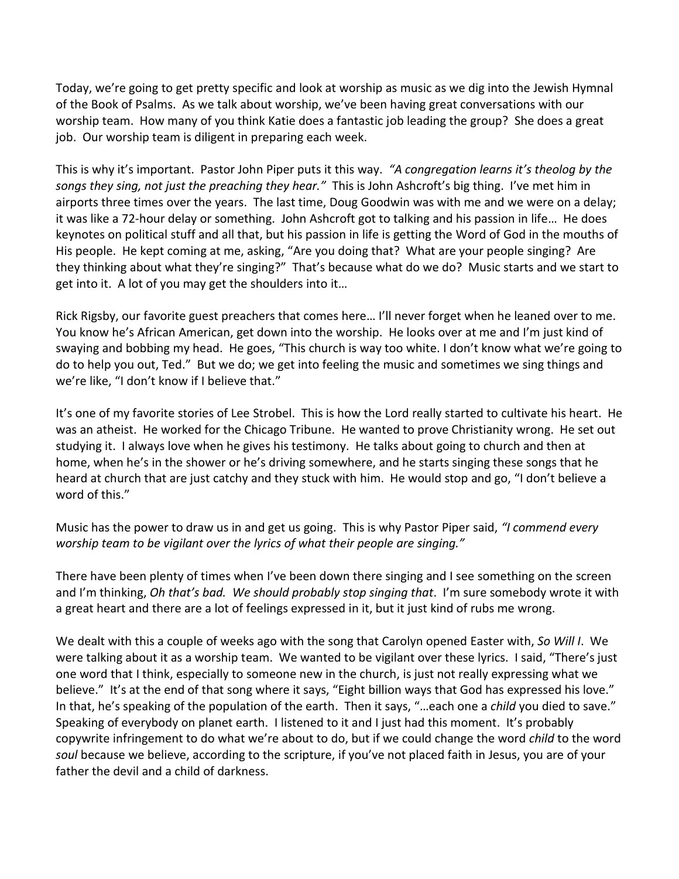Today, we're going to get pretty specific and look at worship as music as we dig into the Jewish Hymnal of the Book of Psalms. As we talk about worship, we've been having great conversations with our worship team. How many of you think Katie does a fantastic job leading the group? She does a great job. Our worship team is diligent in preparing each week.

This is why it's important. Pastor John Piper puts it this way. *"A congregation learns it's theolog by the songs they sing, not just the preaching they hear."* This is John Ashcroft's big thing. I've met him in airports three times over the years. The last time, Doug Goodwin was with me and we were on a delay; it was like a 72-hour delay or something. John Ashcroft got to talking and his passion in life… He does keynotes on political stuff and all that, but his passion in life is getting the Word of God in the mouths of His people. He kept coming at me, asking, "Are you doing that? What are your people singing? Are they thinking about what they're singing?" That's because what do we do? Music starts and we start to get into it. A lot of you may get the shoulders into it…

Rick Rigsby, our favorite guest preachers that comes here… I'll never forget when he leaned over to me. You know he's African American, get down into the worship. He looks over at me and I'm just kind of swaying and bobbing my head. He goes, "This church is way too white. I don't know what we're going to do to help you out, Ted." But we do; we get into feeling the music and sometimes we sing things and we're like, "I don't know if I believe that."

It's one of my favorite stories of Lee Strobel. This is how the Lord really started to cultivate his heart. He was an atheist. He worked for the Chicago Tribune. He wanted to prove Christianity wrong. He set out studying it. I always love when he gives his testimony. He talks about going to church and then at home, when he's in the shower or he's driving somewhere, and he starts singing these songs that he heard at church that are just catchy and they stuck with him. He would stop and go, "I don't believe a word of this."

Music has the power to draw us in and get us going. This is why Pastor Piper said, *"I commend every worship team to be vigilant over the lyrics of what their people are singing."*

There have been plenty of times when I've been down there singing and I see something on the screen and I'm thinking, *Oh that's bad. We should probably stop singing that*. I'm sure somebody wrote it with a great heart and there are a lot of feelings expressed in it, but it just kind of rubs me wrong.

We dealt with this a couple of weeks ago with the song that Carolyn opened Easter with, *So Will I*. We were talking about it as a worship team. We wanted to be vigilant over these lyrics. I said, "There's just one word that I think, especially to someone new in the church, is just not really expressing what we believe." It's at the end of that song where it says, "Eight billion ways that God has expressed his love." In that, he's speaking of the population of the earth. Then it says, "…each one a *child* you died to save." Speaking of everybody on planet earth. I listened to it and I just had this moment. It's probably copywrite infringement to do what we're about to do, but if we could change the word *child* to the word *soul* because we believe, according to the scripture, if you've not placed faith in Jesus, you are of your father the devil and a child of darkness.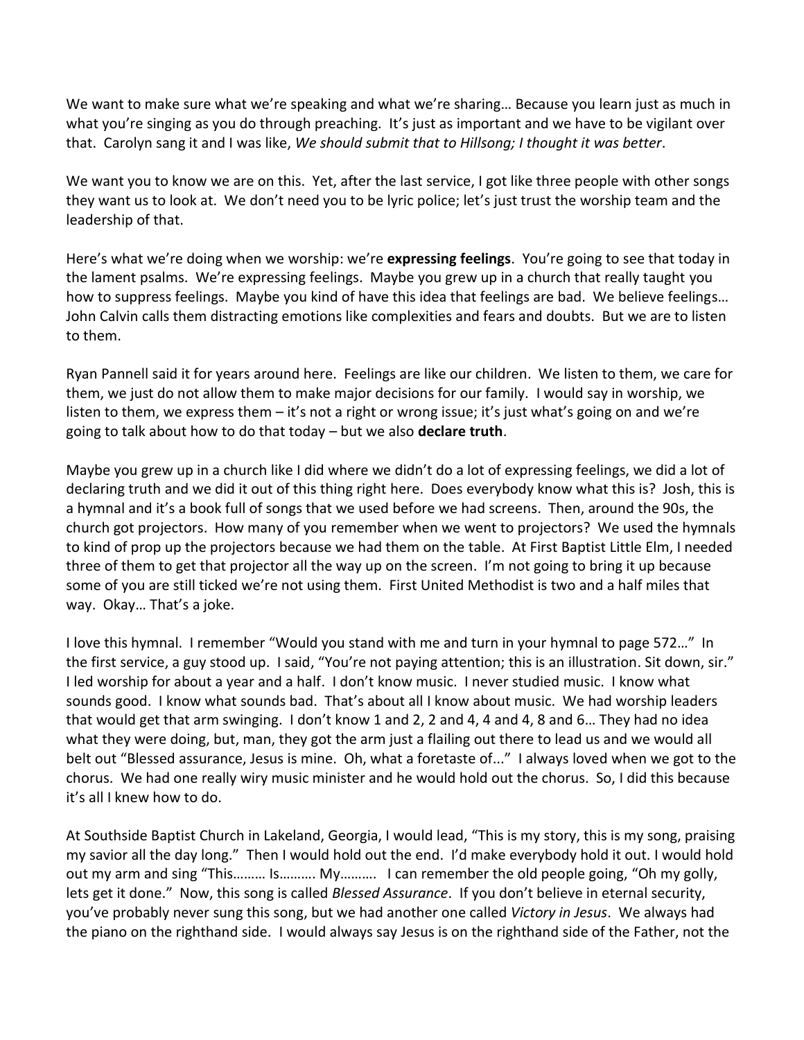We want to make sure what we're speaking and what we're sharing… Because you learn just as much in what you're singing as you do through preaching. It's just as important and we have to be vigilant over that. Carolyn sang it and I was like, *We should submit that to Hillsong; I thought it was better*.

We want you to know we are on this. Yet, after the last service, I got like three people with other songs they want us to look at. We don't need you to be lyric police; let's just trust the worship team and the leadership of that.

Here's what we're doing when we worship: we're **expressing feelings**. You're going to see that today in the lament psalms. We're expressing feelings. Maybe you grew up in a church that really taught you how to suppress feelings. Maybe you kind of have this idea that feelings are bad. We believe feelings… John Calvin calls them distracting emotions like complexities and fears and doubts. But we are to listen to them.

Ryan Pannell said it for years around here. Feelings are like our children. We listen to them, we care for them, we just do not allow them to make major decisions for our family. I would say in worship, we listen to them, we express them – it's not a right or wrong issue; it's just what's going on and we're going to talk about how to do that today – but we also **declare truth**.

Maybe you grew up in a church like I did where we didn't do a lot of expressing feelings, we did a lot of declaring truth and we did it out of this thing right here. Does everybody know what this is? Josh, this is a hymnal and it's a book full of songs that we used before we had screens. Then, around the 90s, the church got projectors. How many of you remember when we went to projectors? We used the hymnals to kind of prop up the projectors because we had them on the table. At First Baptist Little Elm, I needed three of them to get that projector all the way up on the screen. I'm not going to bring it up because some of you are still ticked we're not using them. First United Methodist is two and a half miles that way. Okay… That's a joke.

I love this hymnal. I remember "Would you stand with me and turn in your hymnal to page 572…" In the first service, a guy stood up. I said, "You're not paying attention; this is an illustration. Sit down, sir." I led worship for about a year and a half. I don't know music. I never studied music. I know what sounds good. I know what sounds bad. That's about all I know about music. We had worship leaders that would get that arm swinging. I don't know 1 and 2, 2 and 4, 4 and 4, 8 and 6… They had no idea what they were doing, but, man, they got the arm just a flailing out there to lead us and we would all belt out "Blessed assurance, Jesus is mine. Oh, what a foretaste of..." I always loved when we got to the chorus. We had one really wiry music minister and he would hold out the chorus. So, I did this because it's all I knew how to do.

At Southside Baptist Church in Lakeland, Georgia, I would lead, "This is my story, this is my song, praising my savior all the day long." Then I would hold out the end. I'd make everybody hold it out. I would hold out my arm and sing "This……… Is………. My………. I can remember the old people going, "Oh my golly, lets get it done." Now, this song is called *Blessed Assurance*. If you don't believe in eternal security, you've probably never sung this song, but we had another one called *Victory in Jesus*. We always had the piano on the righthand side. I would always say Jesus is on the righthand side of the Father, not the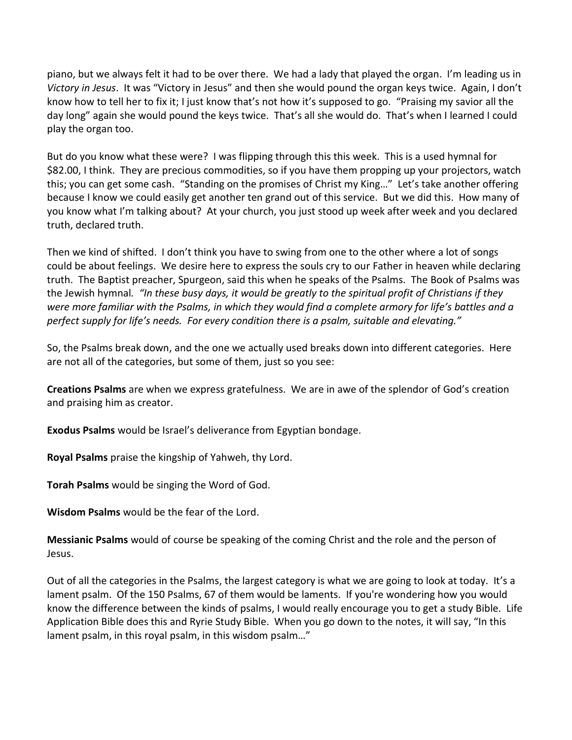piano, but we always felt it had to be over there. We had a lady that played the organ. I'm leading us in *Victory in Jesus*. It was "Victory in Jesus" and then she would pound the organ keys twice. Again, I don't know how to tell her to fix it; I just know that's not how it's supposed to go. "Praising my savior all the day long" again she would pound the keys twice. That's all she would do. That's when I learned I could play the organ too.

But do you know what these were? I was flipping through this this week. This is a used hymnal for $82.00, I think. They are precious commodities, so if you have them propping up your projectors, watch this; you can get some cash. "Standing on the promises of Christ my King…" Let's take another offering because I know we could easily get another ten grand out of this service. But we did this. How many of you know what I'm talking about? At your church, you just stood up week after week and you declared truth, declared truth.

Then we kind of shifted. I don't think you have to swing from one to the other where a lot of songs could be about feelings. We desire here to express the souls cry to our Father in heaven while declaring truth. The Baptist preacher, Spurgeon, said this when he speaks of the Psalms. The Book of Psalms was the Jewish hymnal. *"In these busy days, it would be greatly to the spiritual profit of Christians if they were more familiar with the Psalms, in which they would find a complete armory for life's battles and a perfect supply for life's needs. For every condition there is a psalm, suitable and elevating."*

So, the Psalms break down, and the one we actually used breaks down into different categories. Here are not all of the categories, but some of them, just so you see:

**Creations Psalms** are when we express gratefulness. We are in awe of the splendor of God's creation and praising him as creator.

**Exodus Psalms** would be Israel's deliverance from Egyptian bondage.

**Royal Psalms** praise the kingship of Yahweh, thy Lord.

**Torah Psalms** would be singing the Word of God.

**Wisdom Psalms** would be the fear of the Lord.

**Messianic Psalms** would of course be speaking of the coming Christ and the role and the person of Jesus.

Out of all the categories in the Psalms, the largest category is what we are going to look at today. It's a lament psalm. Of the 150 Psalms, 67 of them would be laments. If you're wondering how you would know the difference between the kinds of psalms, I would really encourage you to get a study Bible. Life Application Bible does this and Ryrie Study Bible. When you go down to the notes, it will say, "In this lament psalm, in this royal psalm, in this wisdom psalm…"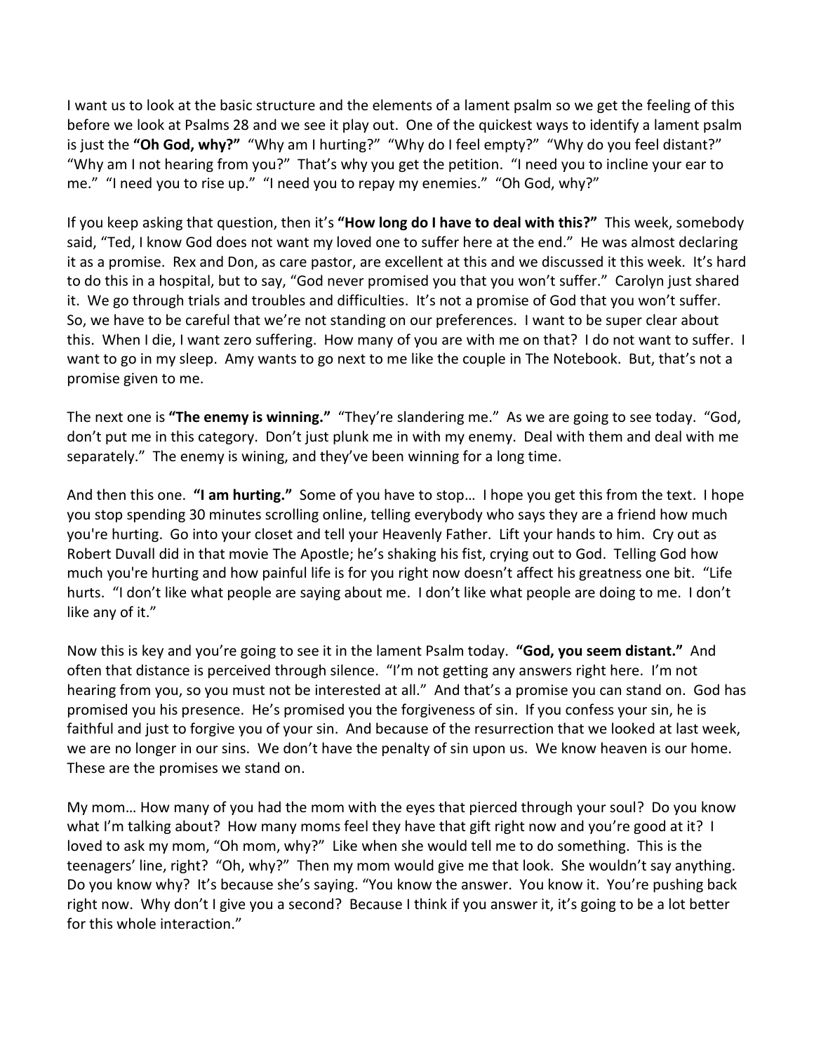I want us to look at the basic structure and the elements of a lament psalm so we get the feeling of this before we look at Psalms 28 and we see it play out. One of the quickest ways to identify a lament psalm is just the **"Oh God, why?"** "Why am I hurting?" "Why do I feel empty?" "Why do you feel distant?" "Why am I not hearing from you?" That's why you get the petition. "I need you to incline your ear to me." "I need you to rise up." "I need you to repay my enemies." "Oh God, why?"

If you keep asking that question, then it's **"How long do I have to deal with this?"** This week, somebody said, "Ted, I know God does not want my loved one to suffer here at the end." He was almost declaring it as a promise. Rex and Don, as care pastor, are excellent at this and we discussed it this week. It's hard to do this in a hospital, but to say, "God never promised you that you won't suffer." Carolyn just shared it. We go through trials and troubles and difficulties. It's not a promise of God that you won't suffer. So, we have to be careful that we're not standing on our preferences. I want to be super clear about this. When I die, I want zero suffering. How many of you are with me on that? I do not want to suffer. I want to go in my sleep. Amy wants to go next to me like the couple in The Notebook. But, that's not a promise given to me.

The next one is **"The enemy is winning."** "They're slandering me." As we are going to see today. "God, don't put me in this category. Don't just plunk me in with my enemy. Deal with them and deal with me separately." The enemy is wining, and they've been winning for a long time.

And then this one. **"I am hurting."** Some of you have to stop… I hope you get this from the text. I hope you stop spending 30 minutes scrolling online, telling everybody who says they are a friend how much you're hurting. Go into your closet and tell your Heavenly Father. Lift your hands to him. Cry out as Robert Duvall did in that movie The Apostle; he's shaking his fist, crying out to God. Telling God how much you're hurting and how painful life is for you right now doesn't affect his greatness one bit. "Life hurts. "I don't like what people are saying about me. I don't like what people are doing to me. I don't like any of it."

Now this is key and you're going to see it in the lament Psalm today. **"God, you seem distant."** And often that distance is perceived through silence. "I'm not getting any answers right here. I'm not hearing from you, so you must not be interested at all." And that's a promise you can stand on. God has promised you his presence. He's promised you the forgiveness of sin. If you confess your sin, he is faithful and just to forgive you of your sin. And because of the resurrection that we looked at last week, we are no longer in our sins. We don't have the penalty of sin upon us. We know heaven is our home. These are the promises we stand on.

My mom… How many of you had the mom with the eyes that pierced through your soul? Do you know what I'm talking about? How many moms feel they have that gift right now and you're good at it? I loved to ask my mom, "Oh mom, why?" Like when she would tell me to do something. This is the teenagers' line, right? "Oh, why?" Then my mom would give me that look. She wouldn't say anything. Do you know why? It's because she's saying. "You know the answer. You know it. You're pushing back right now. Why don't I give you a second? Because I think if you answer it, it's going to be a lot better for this whole interaction."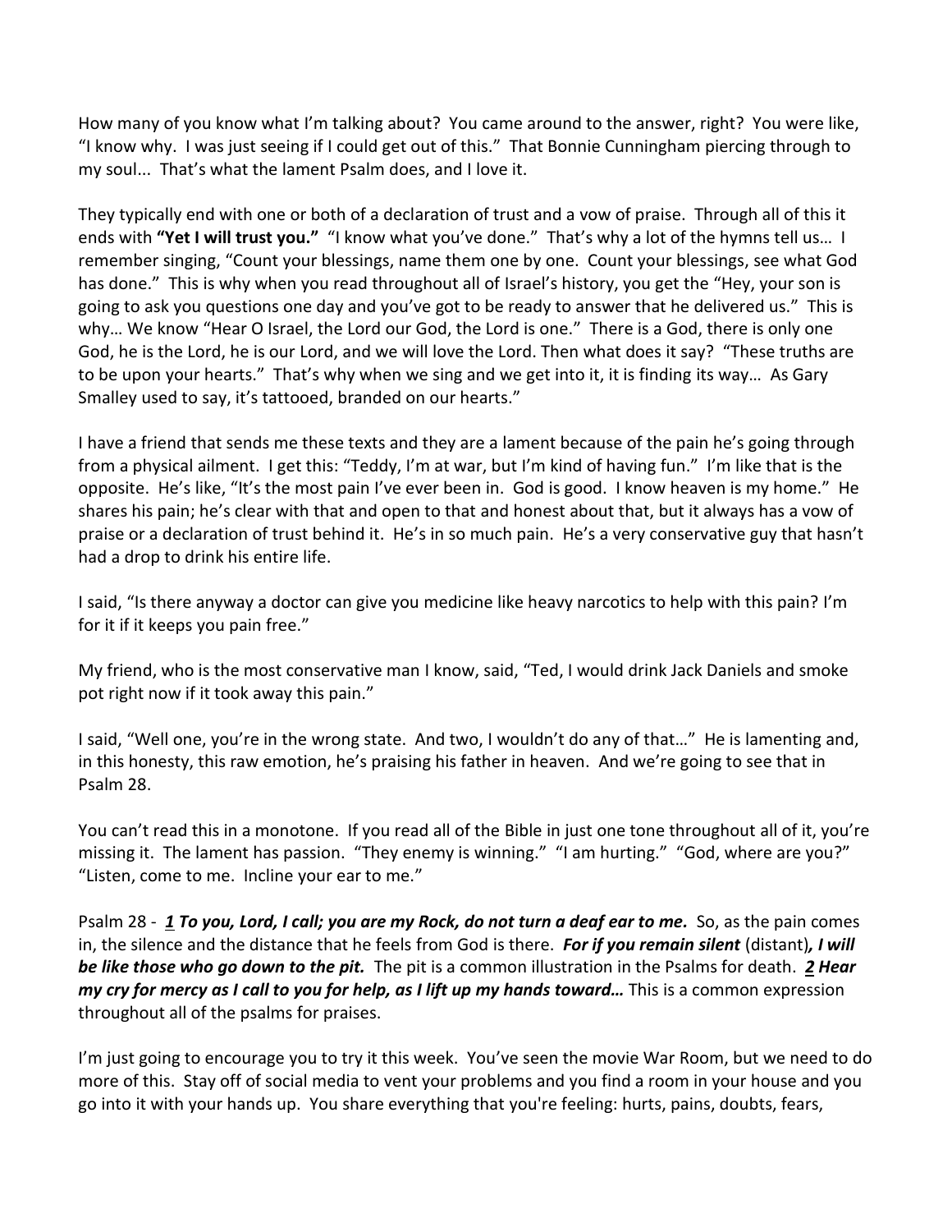How many of you know what I'm talking about? You came around to the answer, right? You were like, "I know why. I was just seeing if I could get out of this." That Bonnie Cunningham piercing through to my soul... That's what the lament Psalm does, and I love it.

They typically end with one or both of a declaration of trust and a vow of praise. Through all of this it ends with **"Yet I will trust you."** "I know what you've done." That's why a lot of the hymns tell us… I remember singing, "Count your blessings, name them one by one. Count your blessings, see what God has done." This is why when you read throughout all of Israel's history, you get the "Hey, your son is going to ask you questions one day and you've got to be ready to answer that he delivered us." This is why… We know "Hear O Israel, the Lord our God, the Lord is one." There is a God, there is only one God, he is the Lord, he is our Lord, and we will love the Lord. Then what does it say? "These truths are to be upon your hearts." That's why when we sing and we get into it, it is finding its way… As Gary Smalley used to say, it's tattooed, branded on our hearts."

I have a friend that sends me these texts and they are a lament because of the pain he's going through from a physical ailment. I get this: "Teddy, I'm at war, but I'm kind of having fun." I'm like that is the opposite. He's like, "It's the most pain I've ever been in. God is good. I know heaven is my home." He shares his pain; he's clear with that and open to that and honest about that, but it always has a vow of praise or a declaration of trust behind it. He's in so much pain. He's a very conservative guy that hasn't had a drop to drink his entire life.

I said, "Is there anyway a doctor can give you medicine like heavy narcotics to help with this pain? I'm for it if it keeps you pain free."

My friend, who is the most conservative man I know, said, "Ted, I would drink Jack Daniels and smoke pot right now if it took away this pain."

I said, "Well one, you're in the wrong state. And two, I wouldn't do any of that…" He is lamenting and, in this honesty, this raw emotion, he's praising his father in heaven. And we're going to see that in Psalm 28.

You can't read this in a monotone. If you read all of the Bible in just one tone throughout all of it, you're missing it. The lament has passion. "They enemy is winning." "I am hurting." "God, where are you?" "Listen, come to me. Incline your ear to me."

Psalm 28 - ***<u>1</u> To you, Lord, I call; you are my Rock, do not turn a deaf ear to me.*** So, as the pain comes in, the silence and the distance that he feels from God is there. ***For if you remain silent*** (distant)***, I will be like those who go down to the pit.*** The pit is a common illustration in the Psalms for death. ***<u>2</u> Hear my cry for mercy as I call to you for help, as I lift up my hands toward…*** This is a common expression throughout all of the psalms for praises.

I'm just going to encourage you to try it this week. You've seen the movie War Room, but we need to do more of this. Stay off of social media to vent your problems and you find a room in your house and you go into it with your hands up. You share everything that you're feeling: hurts, pains, doubts, fears,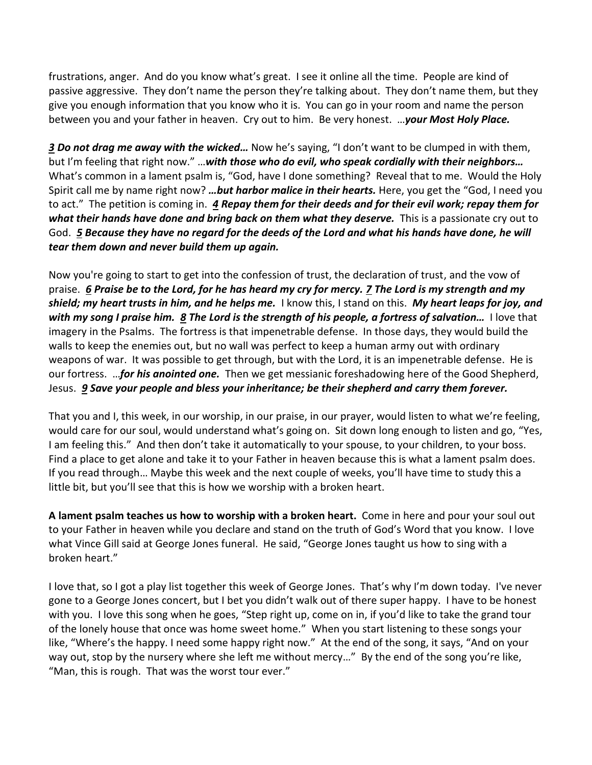frustrations, anger. And do you know what's great. I see it online all the time. People are kind of passive aggressive. They don't name the person they're talking about. They don't name them, but they give you enough information that you know who it is. You can go in your room and name the person between you and your father in heaven. Cry out to him. Be very honest. …***your Most Holy Place.***

***3 Do not drag me away with the wicked…*** Now he's saying, "I don't want to be clumped in with them, but I'm feeling that right now." …***with those who do evil, who speak cordially with their neighbors…*** What's common in a lament psalm is, "God, have I done something? Reveal that to me. Would the Holy Spirit call me by name right now? ***…but harbor malice in their hearts.*** Here, you get the "God, I need you to act." The petition is coming in. ***4 Repay them for their deeds and for their evil work; repay them for what their hands have done and bring back on them what they deserve.*** This is a passionate cry out to God. ***5 Because they have no regard for the deeds of the Lord and what his hands have done, he will tear them down and never build them up again.***

Now you're going to start to get into the confession of trust, the declaration of trust, and the vow of praise. ***6 Praise be to the Lord, for he has heard my cry for mercy. 7 The Lord is my strength and my shield; my heart trusts in him, and he helps me.*** I know this, I stand on this. ***My heart leaps for joy, and with my song I praise him. 8 The Lord is the strength of his people, a fortress of salvation…*** I love that imagery in the Psalms. The fortress is that impenetrable defense. In those days, they would build the walls to keep the enemies out, but no wall was perfect to keep a human army out with ordinary weapons of war. It was possible to get through, but with the Lord, it is an impenetrable defense. He is our fortress. …***for his anointed one.*** Then we get messianic foreshadowing here of the Good Shepherd, Jesus. ***9 Save your people and bless your inheritance; be their shepherd and carry them forever.***

That you and I, this week, in our worship, in our praise, in our prayer, would listen to what we're feeling, would care for our soul, would understand what's going on. Sit down long enough to listen and go, "Yes, I am feeling this." And then don't take it automatically to your spouse, to your children, to your boss. Find a place to get alone and take it to your Father in heaven because this is what a lament psalm does. If you read through… Maybe this week and the next couple of weeks, you'll have time to study this a little bit, but you'll see that this is how we worship with a broken heart.

**A lament psalm teaches us how to worship with a broken heart.** Come in here and pour your soul out to your Father in heaven while you declare and stand on the truth of God's Word that you know. I love what Vince Gill said at George Jones funeral. He said, "George Jones taught us how to sing with a broken heart."

I love that, so I got a play list together this week of George Jones. That's why I'm down today. I've never gone to a George Jones concert, but I bet you didn't walk out of there super happy. I have to be honest with you. I love this song when he goes, "Step right up, come on in, if you'd like to take the grand tour of the lonely house that once was home sweet home." When you start listening to these songs your like, "Where's the happy. I need some happy right now." At the end of the song, it says, "And on your way out, stop by the nursery where she left me without mercy…" By the end of the song you're like, "Man, this is rough. That was the worst tour ever."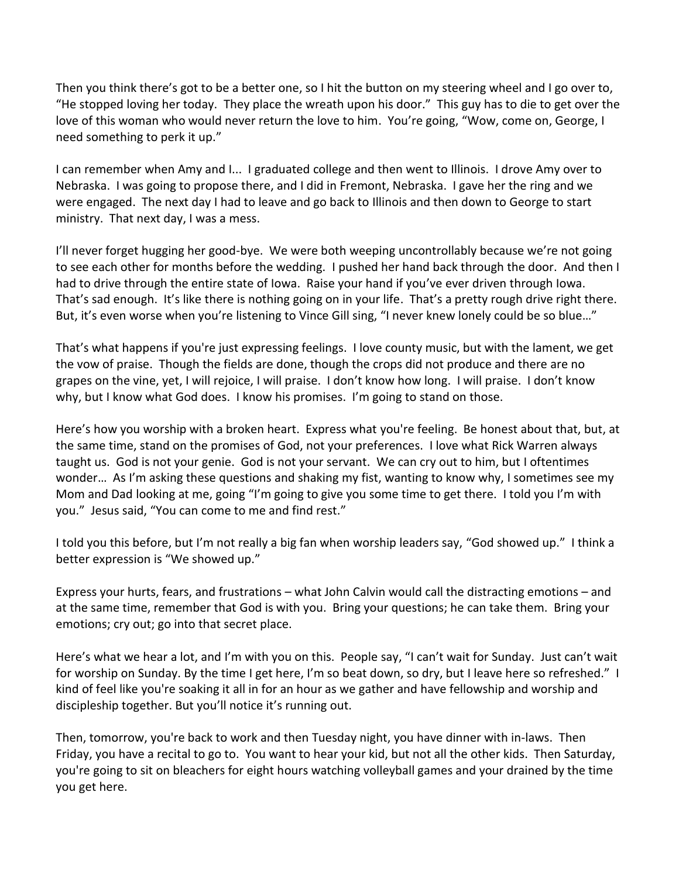Then you think there's got to be a better one, so I hit the button on my steering wheel and I go over to, "He stopped loving her today. They place the wreath upon his door." This guy has to die to get over the love of this woman who would never return the love to him. You're going, "Wow, come on, George, I need something to perk it up."

I can remember when Amy and I... I graduated college and then went to Illinois. I drove Amy over to Nebraska. I was going to propose there, and I did in Fremont, Nebraska. I gave her the ring and we were engaged. The next day I had to leave and go back to Illinois and then down to George to start ministry. That next day, I was a mess.

I'll never forget hugging her good-bye. We were both weeping uncontrollably because we're not going to see each other for months before the wedding. I pushed her hand back through the door. And then I had to drive through the entire state of Iowa. Raise your hand if you've ever driven through Iowa. That's sad enough. It's like there is nothing going on in your life. That's a pretty rough drive right there. But, it's even worse when you're listening to Vince Gill sing, "I never knew lonely could be so blue…"

That's what happens if you're just expressing feelings. I love county music, but with the lament, we get the vow of praise. Though the fields are done, though the crops did not produce and there are no grapes on the vine, yet, I will rejoice, I will praise. I don't know how long. I will praise. I don't know why, but I know what God does. I know his promises. I'm going to stand on those.

Here's how you worship with a broken heart. Express what you're feeling. Be honest about that, but, at the same time, stand on the promises of God, not your preferences. I love what Rick Warren always taught us. God is not your genie. God is not your servant. We can cry out to him, but I oftentimes wonder… As I'm asking these questions and shaking my fist, wanting to know why, I sometimes see my Mom and Dad looking at me, going "I'm going to give you some time to get there. I told you I'm with you." Jesus said, "You can come to me and find rest."

I told you this before, but I'm not really a big fan when worship leaders say, "God showed up." I think a better expression is "We showed up."

Express your hurts, fears, and frustrations – what John Calvin would call the distracting emotions – and at the same time, remember that God is with you. Bring your questions; he can take them. Bring your emotions; cry out; go into that secret place.

Here's what we hear a lot, and I'm with you on this. People say, "I can't wait for Sunday. Just can't wait for worship on Sunday. By the time I get here, I'm so beat down, so dry, but I leave here so refreshed." I kind of feel like you're soaking it all in for an hour as we gather and have fellowship and worship and discipleship together. But you'll notice it's running out.

Then, tomorrow, you're back to work and then Tuesday night, you have dinner with in-laws. Then Friday, you have a recital to go to. You want to hear your kid, but not all the other kids. Then Saturday, you're going to sit on bleachers for eight hours watching volleyball games and your drained by the time you get here.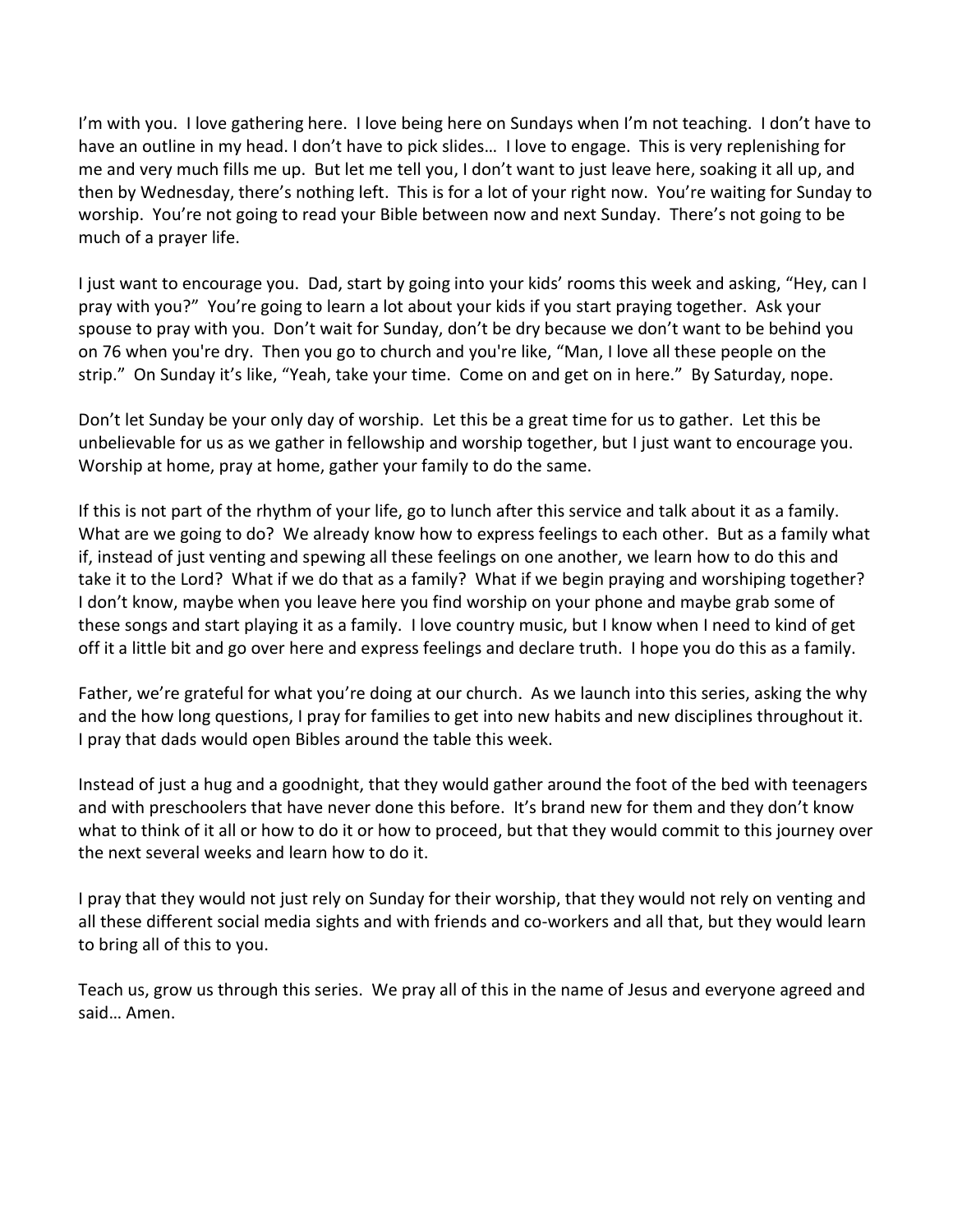I'm with you. I love gathering here. I love being here on Sundays when I'm not teaching. I don't have to have an outline in my head. I don't have to pick slides… I love to engage. This is very replenishing for me and very much fills me up. But let me tell you, I don't want to just leave here, soaking it all up, and then by Wednesday, there's nothing left. This is for a lot of your right now. You're waiting for Sunday to worship. You're not going to read your Bible between now and next Sunday. There's not going to be much of a prayer life.

I just want to encourage you. Dad, start by going into your kids' rooms this week and asking, "Hey, can I pray with you?" You're going to learn a lot about your kids if you start praying together. Ask your spouse to pray with you. Don't wait for Sunday, don't be dry because we don't want to be behind you on 76 when you're dry. Then you go to church and you're like, "Man, I love all these people on the strip." On Sunday it's like, "Yeah, take your time. Come on and get on in here." By Saturday, nope.

Don't let Sunday be your only day of worship. Let this be a great time for us to gather. Let this be unbelievable for us as we gather in fellowship and worship together, but I just want to encourage you. Worship at home, pray at home, gather your family to do the same.

If this is not part of the rhythm of your life, go to lunch after this service and talk about it as a family. What are we going to do? We already know how to express feelings to each other. But as a family what if, instead of just venting and spewing all these feelings on one another, we learn how to do this and take it to the Lord? What if we do that as a family? What if we begin praying and worshiping together? I don't know, maybe when you leave here you find worship on your phone and maybe grab some of these songs and start playing it as a family. I love country music, but I know when I need to kind of get off it a little bit and go over here and express feelings and declare truth. I hope you do this as a family.

Father, we're grateful for what you're doing at our church. As we launch into this series, asking the why and the how long questions, I pray for families to get into new habits and new disciplines throughout it. I pray that dads would open Bibles around the table this week.

Instead of just a hug and a goodnight, that they would gather around the foot of the bed with teenagers and with preschoolers that have never done this before. It's brand new for them and they don't know what to think of it all or how to do it or how to proceed, but that they would commit to this journey over the next several weeks and learn how to do it.

I pray that they would not just rely on Sunday for their worship, that they would not rely on venting and all these different social media sights and with friends and co-workers and all that, but they would learn to bring all of this to you.

Teach us, grow us through this series. We pray all of this in the name of Jesus and everyone agreed and said… Amen.